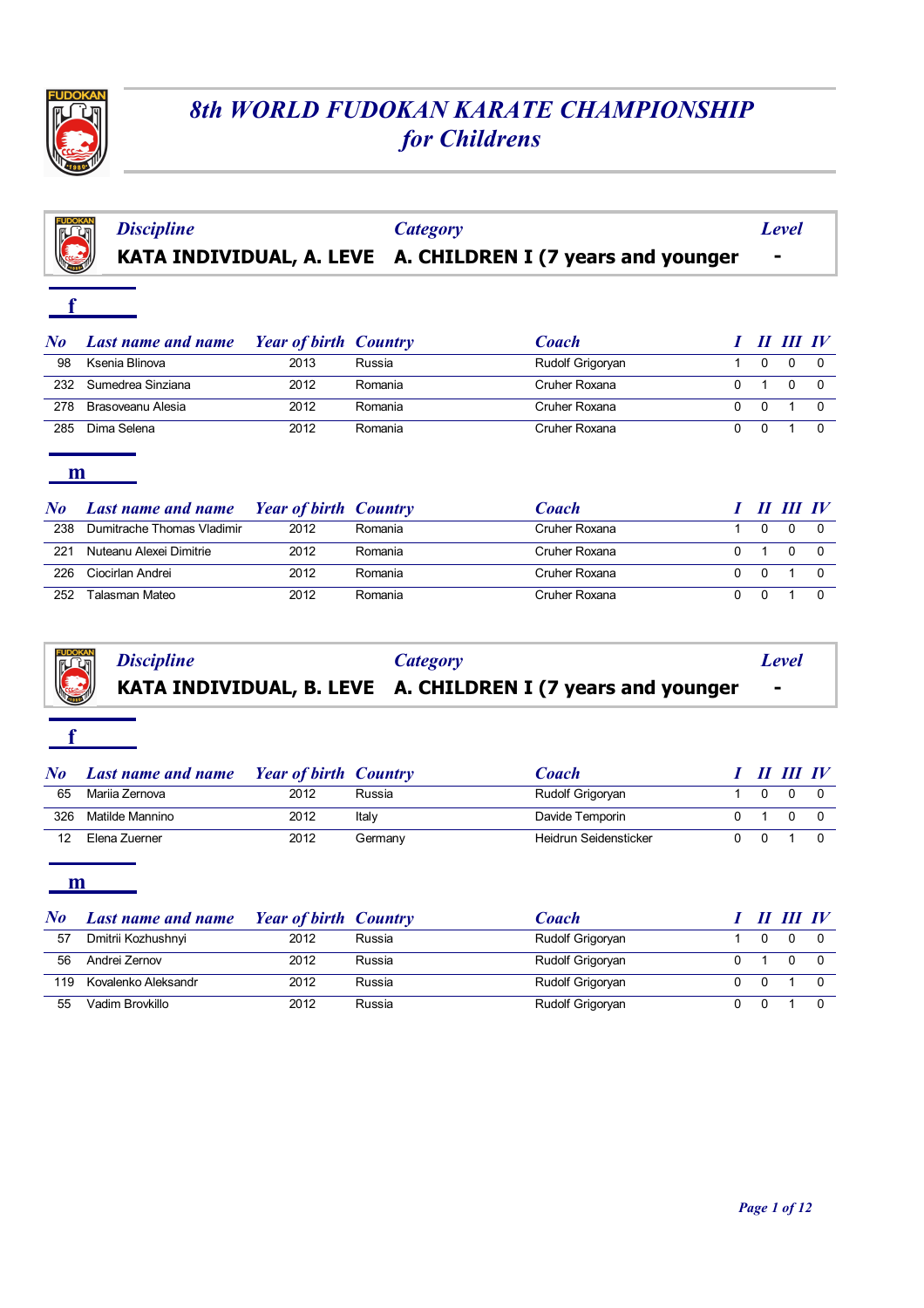# 8th WORLD FUDOKAN KARATE CHAMPIONSHIP for Childrens

| *Discipline* | *Category* | *Level* |
|---|---|---|
| **KATA INDIVIDUAL, A. LEVE** | **A. CHILDREN I (7 years and younger** | **-** |

### f

| No | Last name and name | Year of birth | Country | Coach | I | II | III | IV |
|---|---|---|---|---|---|---|---|---|
| 98 | Ksenia Blinova | 2013 | Russia | Rudolf Grigoryan | 1 | 0 | 0 | 0 |
| 232 | Sumedrea Sinziana | 2012 | Romania | Cruher Roxana | 0 | 1 | 0 | 0 |
| 278 | Brasoveanu Alesia | 2012 | Romania | Cruher Roxana | 0 | 0 | 1 | 0 |
| 285 | Dima Selena | 2012 | Romania | Cruher Roxana | 0 | 0 | 1 | 0 |

### m

| No | Last name and name | Year of birth | Country | Coach | I | II | III | IV |
|---|---|---|---|---|---|---|---|---|
| 238 | Dumitrache Thomas Vladimir | 2012 | Romania | Cruher Roxana | 1 | 0 | 0 | 0 |
| 221 | Nuteanu Alexei Dimitrie | 2012 | Romania | Cruher Roxana | 0 | 1 | 0 | 0 |
| 226 | Ciocirlan Andrei | 2012 | Romania | Cruher Roxana | 0 | 0 | 1 | 0 |
| 252 | Talasman Mateo | 2012 | Romania | Cruher Roxana | 0 | 0 | 1 | 0 |

| *Discipline* | *Category* | *Level* |
|---|---|---|
| **KATA INDIVIDUAL, B. LEVE** | **A. CHILDREN I (7 years and younger** | **-** |

### f

| No | Last name and name | Year of birth | Country | Coach | I | II | III | IV |
|---|---|---|---|---|---|---|---|---|
| 65 | Mariia Zernova | 2012 | Russia | Rudolf Grigoryan | 1 | 0 | 0 | 0 |
| 326 | Matilde Mannino | 2012 | Italy | Davide Temporin | 0 | 1 | 0 | 0 |
| 12 | Elena Zuerner | 2012 | Germany | Heidrun Seidensticker | 0 | 0 | 1 | 0 |

### m

| No | Last name and name | Year of birth | Country | Coach | I | II | III | IV |
|---|---|---|---|---|---|---|---|---|
| 57 | Dmitrii Kozhushnyi | 2012 | Russia | Rudolf Grigoryan | 1 | 0 | 0 | 0 |
| 56 | Andrei Zernov | 2012 | Russia | Rudolf Grigoryan | 0 | 1 | 0 | 0 |
| 119 | Kovalenko Aleksandr | 2012 | Russia | Rudolf Grigoryan | 0 | 0 | 1 | 0 |
| 55 | Vadim Brovkillo | 2012 | Russia | Rudolf Grigoryan | 0 | 0 | 1 | 0 |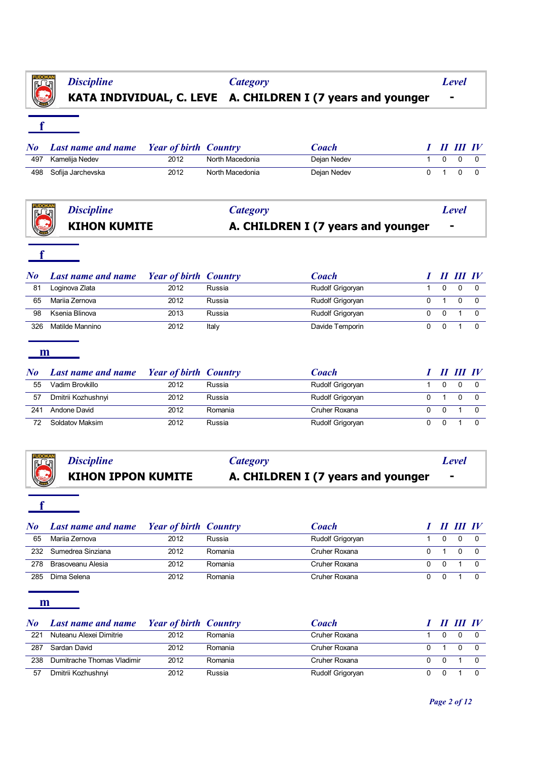| Discipline | Category | Level |
|---|---|---|
| KATA INDIVIDUAL, C. LEVE | A. CHILDREN I (7 years and younger | - |

**f**

| No | Last name and name | Year of birth | Country | Coach | I | II | III | IV |
|---|---|---|---|---|---|---|---|---|
| 497 | Kamelija Nedev | 2012 | North Macedonia | Dejan Nedev | 1 | 0 | 0 | 0 |
| 498 | Sofija Jarchevska | 2012 | North Macedonia | Dejan Nedev | 0 | 1 | 0 | 0 |

| Discipline | Category | Level |
|---|---|---|
| KIHON KUMITE | A. CHILDREN I (7 years and younger | - |

**f**

| No | Last name and name | Year of birth | Country | Coach | I | II | III | IV |
|---|---|---|---|---|---|---|---|---|
| 81 | Loginova Zlata | 2012 | Russia | Rudolf Grigoryan | 1 | 0 | 0 | 0 |
| 65 | Mariia Zernova | 2012 | Russia | Rudolf Grigoryan | 0 | 1 | 0 | 0 |
| 98 | Ksenia Blinova | 2013 | Russia | Rudolf Grigoryan | 0 | 0 | 1 | 0 |
| 326 | Matilde Mannino | 2012 | Italy | Davide Temporin | 0 | 0 | 1 | 0 |

**m**

| No | Last name and name | Year of birth | Country | Coach | I | II | III | IV |
|---|---|---|---|---|---|---|---|---|
| 55 | Vadim Brovkillo | 2012 | Russia | Rudolf Grigoryan | 1 | 0 | 0 | 0 |
| 57 | Dmitrii Kozhushnyi | 2012 | Russia | Rudolf Grigoryan | 0 | 1 | 0 | 0 |
| 241 | Andone David | 2012 | Romania | Cruher Roxana | 0 | 0 | 1 | 0 |
| 72 | Soldatov Maksim | 2012 | Russia | Rudolf Grigoryan | 0 | 0 | 1 | 0 |

| Discipline | Category | Level |
|---|---|---|
| KIHON IPPON KUMITE | A. CHILDREN I (7 years and younger | - |

**f**

| No | Last name and name | Year of birth | Country | Coach | I | II | III | IV |
|---|---|---|---|---|---|---|---|---|
| 65 | Mariia Zernova | 2012 | Russia | Rudolf Grigoryan | 1 | 0 | 0 | 0 |
| 232 | Sumedrea Sinziana | 2012 | Romania | Cruher Roxana | 0 | 1 | 0 | 0 |
| 278 | Brasoveanu Alesia | 2012 | Romania | Cruher Roxana | 0 | 0 | 1 | 0 |
| 285 | Dima Selena | 2012 | Romania | Cruher Roxana | 0 | 0 | 1 | 0 |

**m**

| No | Last name and name | Year of birth | Country | Coach | I | II | III | IV |
|---|---|---|---|---|---|---|---|---|
| 221 | Nuteanu Alexei Dimitrie | 2012 | Romania | Cruher Roxana | 1 | 0 | 0 | 0 |
| 287 | Sardan David | 2012 | Romania | Cruher Roxana | 0 | 1 | 0 | 0 |
| 238 | Dumitrache Thomas Vladimir | 2012 | Romania | Cruher Roxana | 0 | 0 | 1 | 0 |
| 57 | Dmitrii Kozhushnyi | 2012 | Russia | Rudolf Grigoryan | 0 | 0 | 1 | 0 |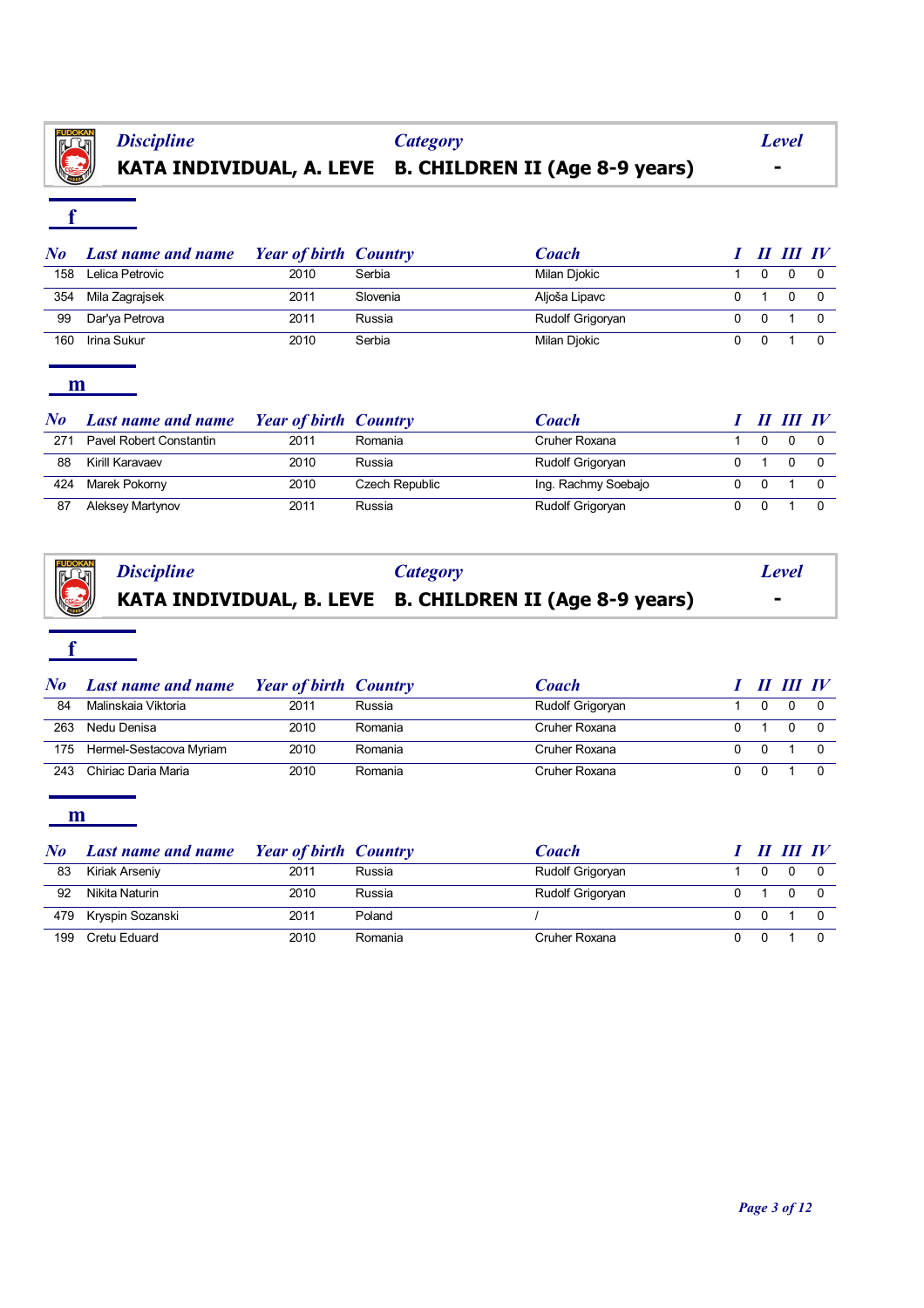| Discipline | Category | Level |
|---|---|---|
| KATA INDIVIDUAL, A. LEVE | B. CHILDREN II (Age 8-9 years) | - |

### f

| No | Last name and name | Year of birth | Country | Coach | I | II | III | IV |
|---|---|---|---|---|---|---|---|---|
| 158 | Lelica Petrovic | 2010 | Serbia | Milan Djokic | 1 | 0 | 0 | 0 |
| 354 | Mila Zagrajsek | 2011 | Slovenia | Aljoša Lipavc | 0 | 1 | 0 | 0 |
| 99 | Dar'ya Petrova | 2011 | Russia | Rudolf Grigoryan | 0 | 0 | 1 | 0 |
| 160 | Irina Sukur | 2010 | Serbia | Milan Djokic | 0 | 0 | 1 | 0 |

### m

| No | Last name and name | Year of birth | Country | Coach | I | II | III | IV |
|---|---|---|---|---|---|---|---|---|
| 271 | Pavel Robert Constantin | 2010 | Romania | Cruher Roxana | 1 | 0 | 0 | 0 |
| 88 | Kirill Karavaev | 2010 | Russia | Rudolf Grigoryan | 0 | 1 | 0 | 0 |
| 424 | Marek Pokorny | 2010 | Czech Republic | Ing. Rachmy Soebajo | 0 | 0 | 1 | 0 |
| 87 | Aleksey Martynov | 2011 | Russia | Rudolf Grigoryan | 0 | 0 | 1 | 0 |

| Discipline | Category | Level |
|---|---|---|
| KATA INDIVIDUAL, B. LEVE | B. CHILDREN II (Age 8-9 years) | - |

### f

| No | Last name and name | Year of birth | Country | Coach | I | II | III | IV |
|---|---|---|---|---|---|---|---|---|
| 84 | Malinskaia Viktoria | 2011 | Russia | Rudolf Grigoryan | 1 | 0 | 0 | 0 |
| 263 | Nedu Denisa | 2010 | Romania | Cruher Roxana | 0 | 1 | 0 | 0 |
| 175 | Hermel-Sestacova Myriam | 2010 | Romania | Cruher Roxana | 0 | 0 | 1 | 0 |
| 243 | Chiriac Daria Maria | 2010 | Romania | Cruher Roxana | 0 | 0 | 1 | 0 |

### m

| No | Last name and name | Year of birth | Country | Coach | I | II | III | IV |
|---|---|---|---|---|---|---|---|---|
| 83 | Kiriak Arseniy | 2011 | Russia | Rudolf Grigoryan | 1 | 0 | 0 | 0 |
| 92 | Nikita Naturin | 2010 | Russia | Rudolf Grigoryan | 0 | 1 | 0 | 0 |
| 479 | Kryspin Sozanski | 2011 | Poland | / | 0 | 0 | 1 | 0 |
| 199 | Cretu Eduard | 2010 | Romania | Cruher Roxana | 0 | 0 | 1 | 0 |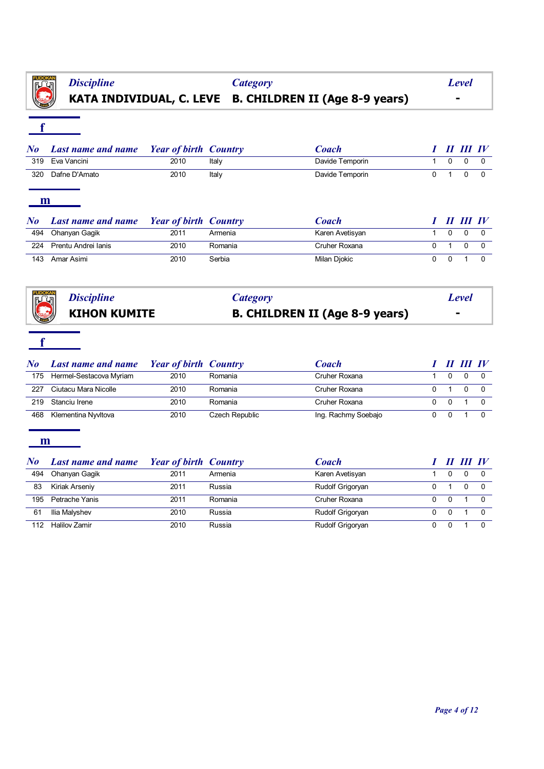| Discipline | Category | Level |
|---|---|---|
| **KATA INDIVIDUAL, C. LEVE** | **B. CHILDREN II (Age 8-9 years)** | **-** |

### f

| No | Last name and name | Year of birth | Country | Coach | I | II | III | IV |
|---|---|---|---|---|---|---|---|---|
| 319 | Eva Vancini | 2010 | Italy | Davide Temporin | 1 | 0 | 0 | 0 |
| 320 | Dafne D'Amato | 2010 | Italy | Davide Temporin | 0 | 1 | 0 | 0 |

### m

| No | Last name and name | Year of birth | Country | Coach | I | II | III | IV |
|---|---|---|---|---|---|---|---|---|
| 494 | Ohanyan Gagik | 2011 | Armenia | Karen Avetisyan | 1 | 0 | 0 | 0 |
| 224 | Prentu Andrei Ianis | 2010 | Romania | Cruher Roxana | 0 | 1 | 0 | 0 |
| 143 | Amar Asimi | 2010 | Serbia | Milan Djokic | 0 | 0 | 1 | 0 |

| Discipline | Category | Level |
|---|---|---|
| **KIHON KUMITE** | **B. CHILDREN II (Age 8-9 years)** | **-** |

### f

| No | Last name and name | Year of birth | Country | Coach | I | II | III | IV |
|---|---|---|---|---|---|---|---|---|
| 175 | Hermel-Sestacova Myriam | 2010 | Romania | Cruher Roxana | 1 | 0 | 0 | 0 |
| 227 | Ciutacu Mara Nicolle | 2010 | Romania | Cruher Roxana | 0 | 1 | 0 | 0 |
| 219 | Stanciu Irene | 2010 | Romania | Cruher Roxana | 0 | 0 | 1 | 0 |
| 468 | Klementina Nyvltova | 2010 | Czech Republic | Ing. Rachmy Soebajo | 0 | 0 | 1 | 0 |

### m

| No | Last name and name | Year of birth | Country | Coach | I | II | III | IV |
|---|---|---|---|---|---|---|---|---|
| 494 | Ohanyan Gagik | 2011 | Armenia | Karen Avetisyan | 1 | 0 | 0 | 0 |
| 83 | Kiriak Arseniy | 2011 | Russia | Rudolf Grigoryan | 0 | 1 | 0 | 0 |
| 195 | Petrache Yanis | 2011 | Romania | Cruher Roxana | 0 | 0 | 1 | 0 |
| 61 | Ilia Malyshev | 2010 | Russia | Rudolf Grigoryan | 0 | 0 | 1 | 0 |
| 112 | Halilov Zamir | 2010 | Russia | Rudolf Grigoryan | 0 | 0 | 1 | 0 |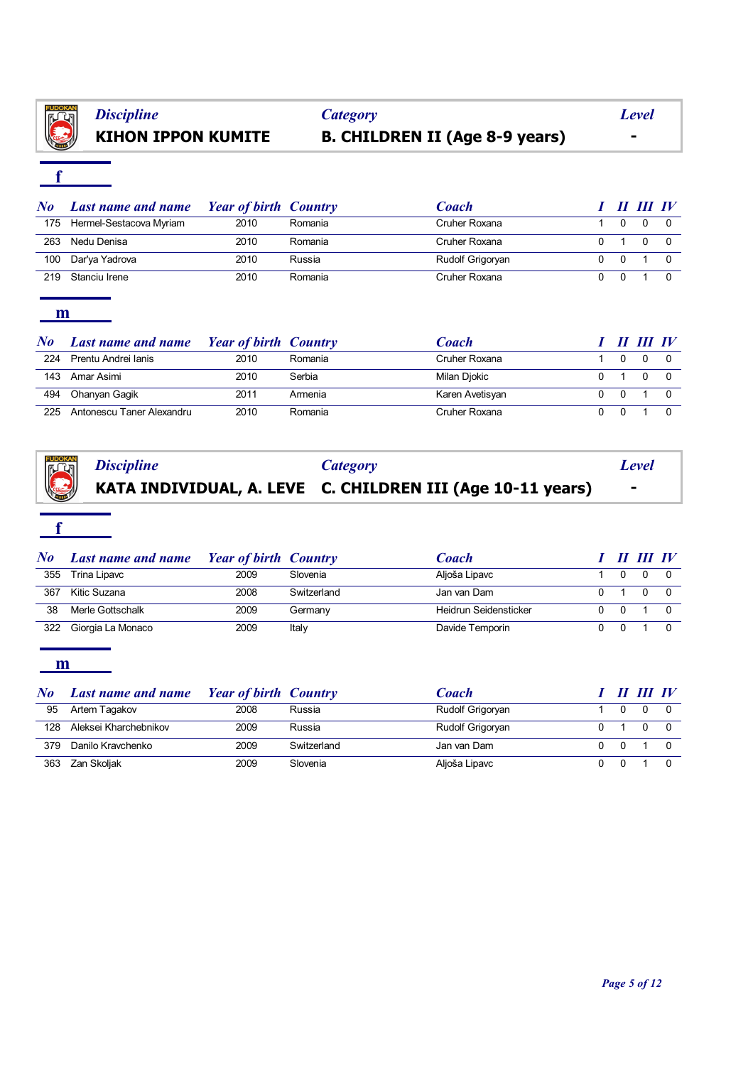| *Discipline* | *Category* | *Level* |
|---|---|---|
| **KIHON IPPON KUMITE** | **B. CHILDREN II (Age 8-9 years)** | **-** |

### f

| No | Last name and name | Year of birth | Country | Coach | I | II | III | IV |
|---|---|---|---|---|---|---|---|---|
| 175 | Hermel-Sestacova Myriam | 2010 | Romania | Cruher Roxana | 1 | 0 | 0 | 0 |
| 263 | Nedu Denisa | 2010 | Romania | Cruher Roxana | 0 | 1 | 0 | 0 |
| 100 | Dar'ya Yadrova | 2010 | Russia | Rudolf Grigoryan | 0 | 0 | 1 | 0 |
| 219 | Stanciu Irene | 2010 | Romania | Cruher Roxana | 0 | 0 | 1 | 0 |

### m

| No | Last name and name | Year of birth | Country | Coach | I | II | III | IV |
|---|---|---|---|---|---|---|---|---|
| 224 | Prentu Andrei Ianis | 2010 | Romania | Cruher Roxana | 1 | 0 | 0 | 0 |
| 143 | Amar Asimi | 2010 | Serbia | Milan Djokic | 0 | 1 | 0 | 0 |
| 494 | Ohanyan Gagik | 2011 | Armenia | Karen Avetisyan | 0 | 0 | 1 | 0 |
| 225 | Antonescu Taner Alexandru | 2010 | Romania | Cruher Roxana | 0 | 0 | 1 | 0 |

| *Discipline* | *Category* | *Level* |
|---|---|---|
| **KATA INDIVIDUAL, A. LEVE** | **C. CHILDREN III (Age 10-11 years)** | **-** |

### f

| No | Last name and name | Year of birth | Country | Coach | I | II | III | IV |
|---|---|---|---|---|---|---|---|---|
| 355 | Trina Lipavc | 2009 | Slovenia | Aljoša Lipavc | 1 | 0 | 0 | 0 |
| 367 | Kitic Suzana | 2008 | Switzerland | Jan van Dam | 0 | 1 | 0 | 0 |
| 38 | Merle Gottschalk | 2009 | Germany | Heidrun Seidensticker | 0 | 0 | 1 | 0 |
| 322 | Giorgia La Monaco | 2009 | Italy | Davide Temporin | 0 | 0 | 1 | 0 |

### m

| No | Last name and name | Year of birth | Country | Coach | I | II | III | IV |
|---|---|---|---|---|---|---|---|---|
| 95 | Artem Tagakov | 2008 | Russia | Rudolf Grigoryan | 1 | 0 | 0 | 0 |
| 128 | Aleksei Kharchebnikov | 2009 | Russia | Rudolf Grigoryan | 0 | 1 | 0 | 0 |
| 379 | Danilo Kravchenko | 2009 | Switzerland | Jan van Dam | 0 | 0 | 1 | 0 |
| 363 | Zan Skoljak | 2009 | Slovenia | Aljoša Lipavc | 0 | 0 | 1 | 0 |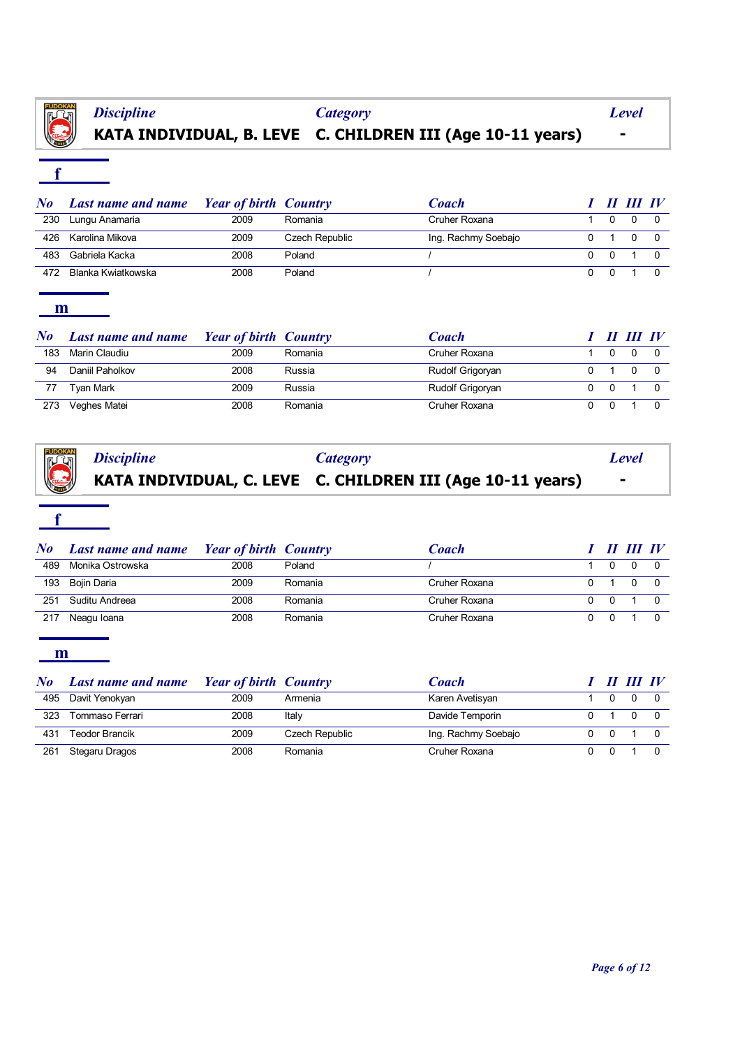## Discipline: KATA INDIVIDUAL, B. LEVE — Category: C. CHILDREN III (Age 10-11 years) — Level: -

### f

| No | Last name and name | Year of birth | Country | Coach | I | II | III | IV |
|---|---|---|---|---|---|---|---|---|
| 230 | Lungu Anamaria | 2009 | Romania | Cruher Roxana | 1 | 0 | 0 | 0 |
| 426 | Karolina Mikova | 2009 | Czech Republic | Ing. Rachmy Soebajo | 0 | 1 | 0 | 0 |
| 483 | Gabriela Kacka | 2008 | Poland | / | 0 | 0 | 1 | 0 |
| 472 | Blanka Kwiatkowska | 2008 | Poland | / | 0 | 0 | 1 | 0 |

### m

| No | Last name and name | Year of birth | Country | Coach | I | II | III | IV |
|---|---|---|---|---|---|---|---|---|
| 183 | Marin Claudiu | 2009 | Romania | Cruher Roxana | 1 | 0 | 0 | 0 |
| 94 | Daniil Paholkov | 2008 | Russia | Rudolf Grigoryan | 0 | 1 | 0 | 0 |
| 77 | Tyan Mark | 2009 | Russia | Rudolf Grigoryan | 0 | 0 | 1 | 0 |
| 273 | Veghes Matei | 2008 | Romania | Cruher Roxana | 0 | 0 | 1 | 0 |

## Discipline: KATA INDIVIDUAL, C. LEVE — Category: C. CHILDREN III (Age 10-11 years) — Level: -

### f

| No | Last name and name | Year of birth | Country | Coach | I | II | III | IV |
|---|---|---|---|---|---|---|---|---|
| 489 | Monika Ostrowska | 2008 | Poland | / | 1 | 0 | 0 | 0 |
| 193 | Bojin Daria | 2009 | Romania | Cruher Roxana | 0 | 1 | 0 | 0 |
| 251 | Suditu Andreea | 2008 | Romania | Cruher Roxana | 0 | 0 | 1 | 0 |
| 217 | Neagu Ioana | 2008 | Romania | Cruher Roxana | 0 | 0 | 1 | 0 |

### m

| No | Last name and name | Year of birth | Country | Coach | I | II | III | IV |
|---|---|---|---|---|---|---|---|---|
| 495 | Davit Yenokyan | 2009 | Armenia | Karen Avetisyan | 1 | 0 | 0 | 0 |
| 323 | Tommaso Ferrari | 2008 | Italy | Davide Temporin | 0 | 1 | 0 | 0 |
| 431 | Teodor Brancik | 2009 | Czech Republic | Ing. Rachmy Soebajo | 0 | 0 | 1 | 0 |
| 261 | Stegaru Dragos | 2008 | Romania | Cruher Roxana | 0 | 0 | 1 | 0 |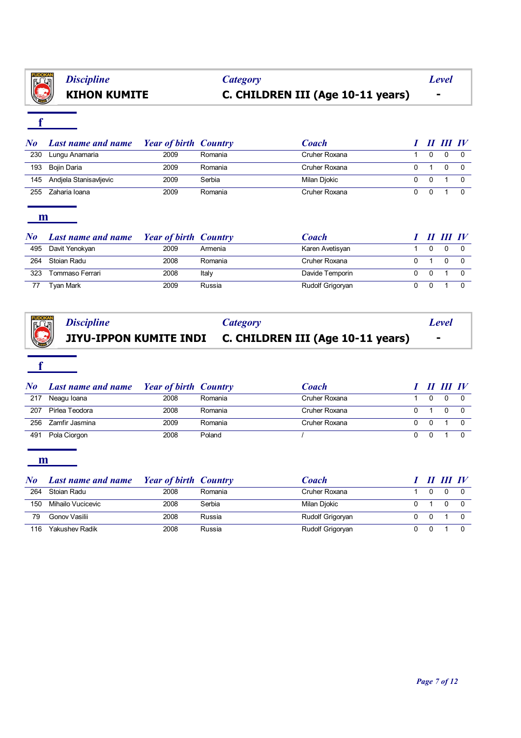| Discipline | Category | Level |
| --- | --- | --- |
| **KIHON KUMITE** | **C. CHILDREN III (Age 10-11 years)** | **-** |

### f

| No | Last name and name | Year of birth | Country | Coach | I | II | III | IV |
| --- | --- | --- | --- | --- | --- | --- | --- | --- |
| 230 | Lungu Anamaria | 2009 | Romania | Cruher Roxana | 1 | 0 | 0 | 0 |
| 193 | Bojin Daria | 2009 | Romania | Cruher Roxana | 0 | 1 | 0 | 0 |
| 145 | Andjela Stanisavljevic | 2009 | Serbia | Milan Djokic | 0 | 0 | 1 | 0 |
| 255 | Zaharia Ioana | 2009 | Romania | Cruher Roxana | 0 | 0 | 1 | 0 |

### m

| No | Last name and name | Year of birth | Country | Coach | I | II | III | IV |
| --- | --- | --- | --- | --- | --- | --- | --- | --- |
| 495 | Davit Yenokyan | 2009 | Armenia | Karen Avetisyan | 1 | 0 | 0 | 0 |
| 264 | Stoian Radu | 2008 | Romania | Cruher Roxana | 0 | 1 | 0 | 0 |
| 323 | Tommaso Ferrari | 2008 | Italy | Davide Temporin | 0 | 0 | 1 | 0 |
| 77 | Tyan Mark | 2009 | Russia | Rudolf Grigoryan | 0 | 0 | 1 | 0 |

| Discipline | Category | Level |
| --- | --- | --- |
| **JIYU-IPPON KUMITE INDI** | **C. CHILDREN III (Age 10-11 years)** | **-** |

### f

| No | Last name and name | Year of birth | Country | Coach | I | II | III | IV |
| --- | --- | --- | --- | --- | --- | --- | --- | --- |
| 217 | Neagu Ioana | 2008 | Romania | Cruher Roxana | 1 | 0 | 0 | 0 |
| 207 | Pirlea Teodora | 2008 | Romania | Cruher Roxana | 0 | 1 | 0 | 0 |
| 256 | Zamfir Jasmina | 2009 | Romania | Cruher Roxana | 0 | 0 | 1 | 0 |
| 491 | Pola Ciorgon | 2008 | Poland | / | 0 | 0 | 1 | 0 |

### m

| No | Last name and name | Year of birth | Country | Coach | I | II | III | IV |
| --- | --- | --- | --- | --- | --- | --- | --- | --- |
| 264 | Stoian Radu | 2008 | Romania | Cruher Roxana | 1 | 0 | 0 | 0 |
| 150 | Mihailo Vucicevic | 2008 | Serbia | Milan Djokic | 0 | 1 | 0 | 0 |
| 79 | Gonov Vasilii | 2008 | Russia | Rudolf Grigoryan | 0 | 0 | 1 | 0 |
| 116 | Yakushev Radik | 2008 | Russia | Rudolf Grigoryan | 0 | 0 | 1 | 0 |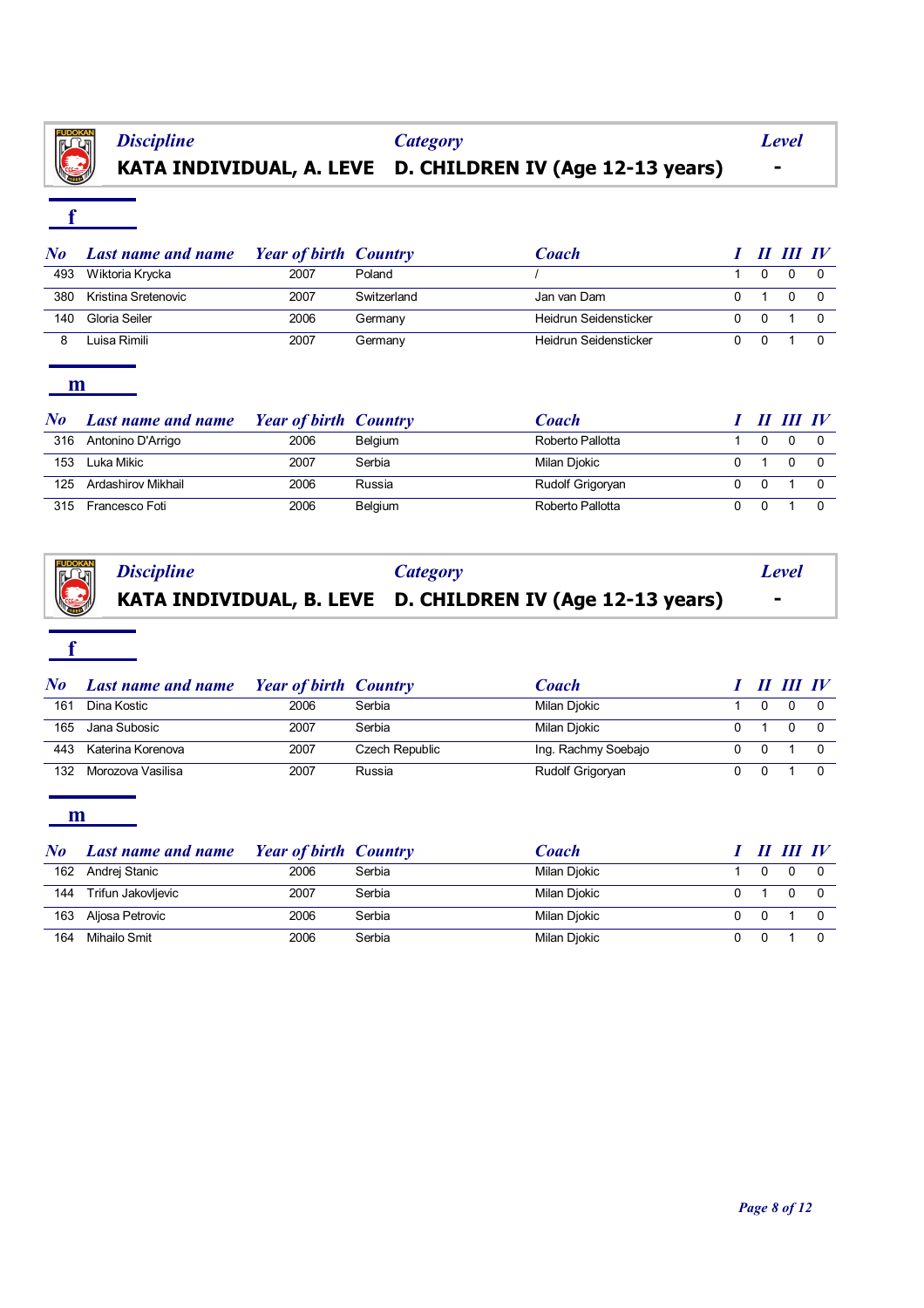| Discipline | Category | Level |
|---|---|---|
| **KATA INDIVIDUAL, A. LEVE** | **D. CHILDREN IV (Age 12-13 years)** | **-** |

### f

| No | Last name and name | Year of birth | Country | Coach | I | II | III | IV |
|---|---|---|---|---|---|---|---|---|
| 493 | Wiktoria Krycka | 2007 | Poland | / | 1 | 0 | 0 | 0 |
| 380 | Kristina Sretenovic | 2007 | Switzerland | Jan van Dam | 0 | 1 | 0 | 0 |
| 140 | Gloria Seiler | 2006 | Germany | Heidrun Seidensticker | 0 | 0 | 1 | 0 |
| 8 | Luisa Rimili | 2007 | Germany | Heidrun Seidensticker | 0 | 0 | 1 | 0 |

### m

| No | Last name and name | Year of birth | Country | Coach | I | II | III | IV |
|---|---|---|---|---|---|---|---|---|
| 316 | Antonino D'Arrigo | 2006 | Belgium | Roberto Pallotta | 1 | 0 | 0 | 0 |
| 153 | Luka Mikic | 2007 | Serbia | Milan Djokic | 0 | 1 | 0 | 0 |
| 125 | Ardashirov Mikhail | 2006 | Russia | Rudolf Grigoryan | 0 | 0 | 1 | 0 |
| 315 | Francesco Foti | 2006 | Belgium | Roberto Pallotta | 0 | 0 | 1 | 0 |

| Discipline | Category | Level |
|---|---|---|
| **KATA INDIVIDUAL, B. LEVE** | **D. CHILDREN IV (Age 12-13 years)** | **-** |

### f

| No | Last name and name | Year of birth | Country | Coach | I | II | III | IV |
|---|---|---|---|---|---|---|---|---|
| 161 | Dina Kostic | 2006 | Serbia | Milan Djokic | 1 | 0 | 0 | 0 |
| 165 | Jana Subosic | 2007 | Serbia | Milan Djokic | 0 | 1 | 0 | 0 |
| 443 | Katerina Korenova | 2007 | Czech Republic | Ing. Rachmy Soebajo | 0 | 0 | 1 | 0 |
| 132 | Morozova Vasilisa | 2007 | Russia | Rudolf Grigoryan | 0 | 0 | 1 | 0 |

### m

| No | Last name and name | Year of birth | Country | Coach | I | II | III | IV |
|---|---|---|---|---|---|---|---|---|
| 162 | Andrej Stanic | 2006 | Serbia | Milan Djokic | 1 | 0 | 0 | 0 |
| 144 | Trifun Jakovljevic | 2007 | Serbia | Milan Djokic | 0 | 1 | 0 | 0 |
| 163 | Aljosa Petrovic | 2006 | Serbia | Milan Djokic | 0 | 0 | 1 | 0 |
| 164 | Mihailo Smit | 2006 | Serbia | Milan Djokic | 0 | 0 | 1 | 0 |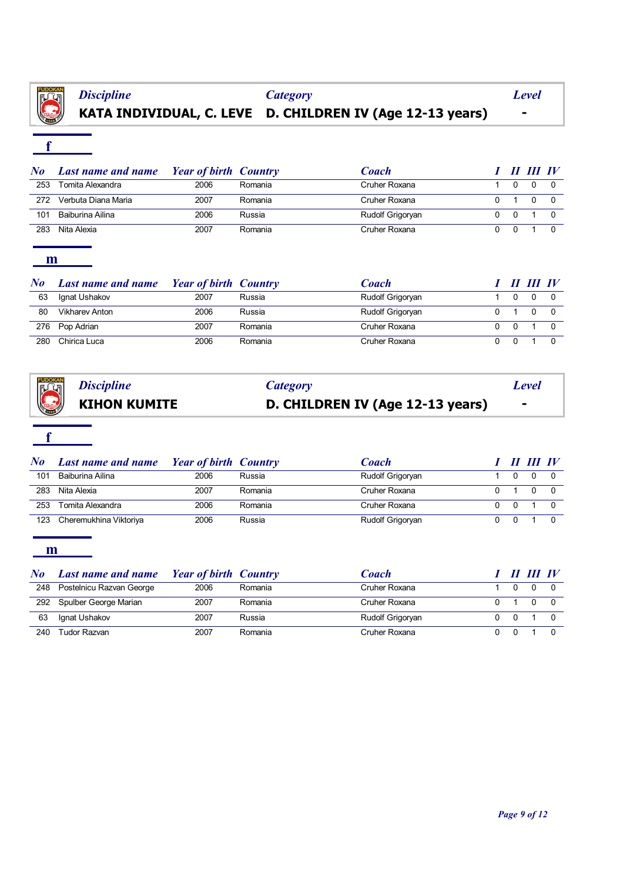| Discipline | Category | Level |
|---|---|---|
| **KATA INDIVIDUAL, C. LEVE** | **D. CHILDREN IV (Age 12-13 years)** | **-** |

### f

| No | Last name and name | Year of birth | Country | Coach | I | II | III | IV |
|---|---|---|---|---|---|---|---|---|
| 253 | Tomita Alexandra | 2006 | Romania | Cruher Roxana | 1 | 0 | 0 | 0 |
| 272 | Verbuta Diana Maria | 2007 | Romania | Cruher Roxana | 0 | 1 | 0 | 0 |
| 101 | Baiburina Ailina | 2006 | Russia | Rudolf Grigoryan | 0 | 0 | 1 | 0 |
| 283 | Nita Alexia | 2007 | Romania | Cruher Roxana | 0 | 0 | 1 | 0 |

### m

| No | Last name and name | Year of birth | Country | Coach | I | II | III | IV |
|---|---|---|---|---|---|---|---|---|
| 63 | Ignat Ushakov | 2007 | Russia | Rudolf Grigoryan | 1 | 0 | 0 | 0 |
| 80 | Vikharev Anton | 2006 | Russia | Rudolf Grigoryan | 0 | 1 | 0 | 0 |
| 276 | Pop Adrian | 2007 | Romania | Cruher Roxana | 0 | 0 | 1 | 0 |
| 280 | Chirica Luca | 2006 | Romania | Cruher Roxana | 0 | 0 | 1 | 0 |

| Discipline | Category | Level |
|---|---|---|
| **KIHON KUMITE** | **D. CHILDREN IV (Age 12-13 years)** | **-** |

### f

| No | Last name and name | Year of birth | Country | Coach | I | II | III | IV |
|---|---|---|---|---|---|---|---|---|
| 101 | Baiburina Ailina | 2006 | Russia | Rudolf Grigoryan | 1 | 0 | 0 | 0 |
| 283 | Nita Alexia | 2007 | Romania | Cruher Roxana | 0 | 1 | 0 | 0 |
| 253 | Tomita Alexandra | 2006 | Romania | Cruher Roxana | 0 | 0 | 1 | 0 |
| 123 | Cheremukhina Viktoriya | 2006 | Russia | Rudolf Grigoryan | 0 | 0 | 1 | 0 |

### m

| No | Last name and name | Year of birth | Country | Coach | I | II | III | IV |
|---|---|---|---|---|---|---|---|---|
| 248 | Postelnicu Razvan George | 2006 | Romania | Cruher Roxana | 1 | 0 | 0 | 0 |
| 292 | Spulber George Marian | 2007 | Romania | Cruher Roxana | 0 | 1 | 0 | 0 |
| 63 | Ignat Ushakov | 2007 | Russia | Rudolf Grigoryan | 0 | 0 | 1 | 0 |
| 240 | Tudor Razvan | 2007 | Romania | Cruher Roxana | 0 | 0 | 1 | 0 |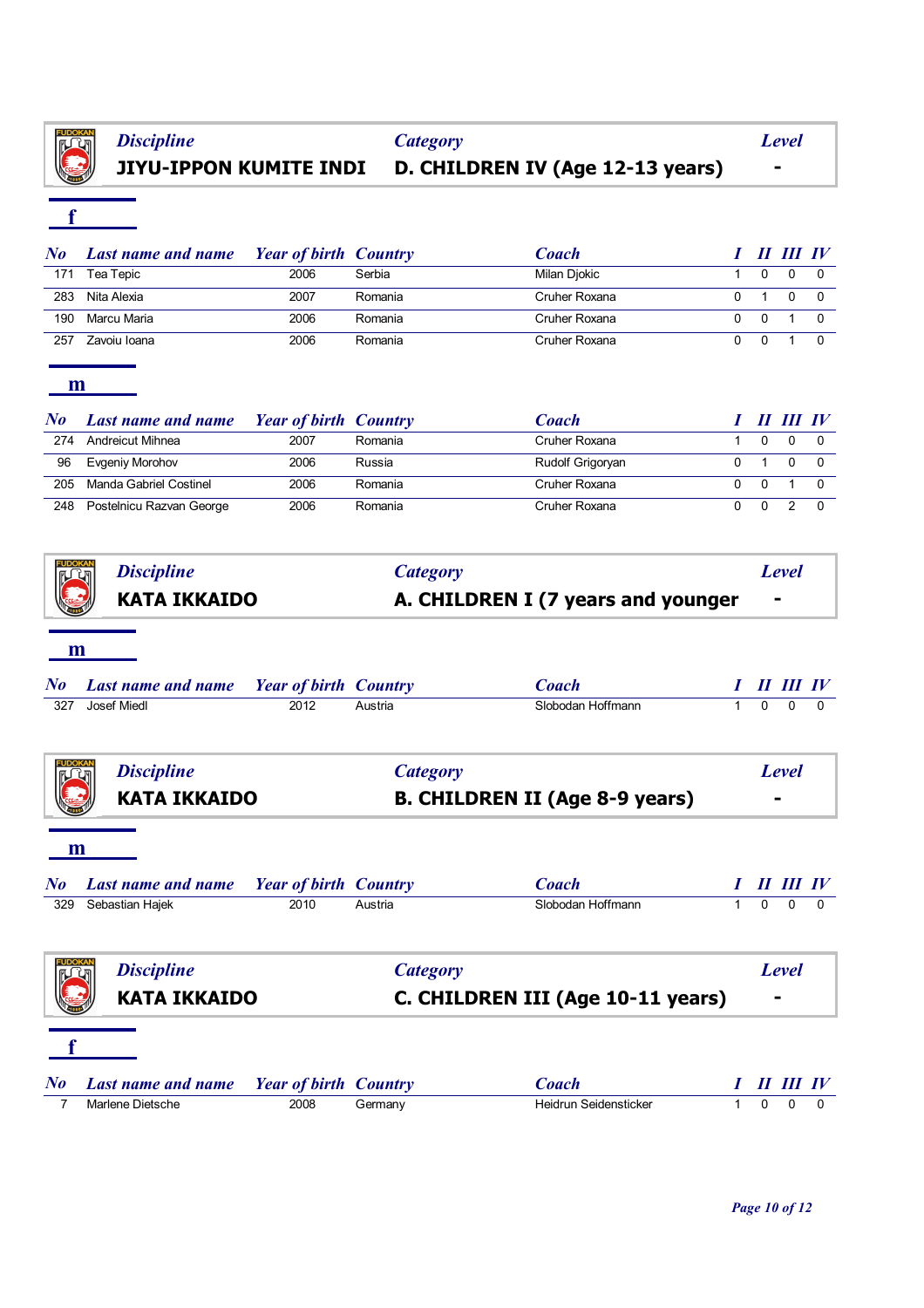| *Discipline* | *Category* | *Level* |
|---|---|---|
| **JIYU-IPPON KUMITE INDI** | **D. CHILDREN IV (Age 12-13 years)** | **-** |

### f

| *No* | *Last name and name* | *Year of birth* | *Country* | *Coach* | *I* | *II* | *III* | *IV* |
|---|---|---|---|---|---|---|---|---|
| 171 | Tea Tepic | 2006 | Serbia | Milan Djokic | 1 | 0 | 0 | 0 |
| 283 | Nita Alexia | 2007 | Romania | Cruher Roxana | 0 | 1 | 0 | 0 |
| 190 | Marcu Maria | 2006 | Romania | Cruher Roxana | 0 | 0 | 1 | 0 |
| 257 | Zavoiu Ioana | 2006 | Romania | Cruher Roxana | 0 | 0 | 1 | 0 |

### m

| *No* | *Last name and name* | *Year of birth* | *Country* | *Coach* | *I* | *II* | *III* | *IV* |
|---|---|---|---|---|---|---|---|---|
| 274 | Andreicut Mihnea | 2007 | Romania | Cruher Roxana | 1 | 0 | 0 | 0 |
| 96 | Evgeniy Morohov | 2006 | Russia | Rudolf Grigoryan | 0 | 1 | 0 | 0 |
| 205 | Manda Gabriel Costinel | 2006 | Romania | Cruher Roxana | 0 | 0 | 1 | 0 |
| 248 | Postelnicu Razvan George | 2006 | Romania | Cruher Roxana | 0 | 0 | 2 | 0 |

| *Discipline* | *Category* | *Level* |
|---|---|---|
| **KATA IKKAIDO** | **A. CHILDREN I (7 years and younger** | **-** |

### m

| *No* | *Last name and name* | *Year of birth* | *Country* | *Coach* | *I* | *II* | *III* | *IV* |
|---|---|---|---|---|---|---|---|---|
| 327 | Josef Miedl | 2012 | Austria | Slobodan Hoffmann | 1 | 0 | 0 | 0 |

| *Discipline* | *Category* | *Level* |
|---|---|---|
| **KATA IKKAIDO** | **B. CHILDREN II (Age 8-9 years)** | **-** |

### m

| *No* | *Last name and name* | *Year of birth* | *Country* | *Coach* | *I* | *II* | *III* | *IV* |
|---|---|---|---|---|---|---|---|---|
| 329 | Sebastian Hajek | 2010 | Austria | Slobodan Hoffmann | 1 | 0 | 0 | 0 |

| *Discipline* | *Category* | *Level* |
|---|---|---|
| **KATA IKKAIDO** | **C. CHILDREN III (Age 10-11 years)** | **-** |

### f

| *No* | *Last name and name* | *Year of birth* | *Country* | *Coach* | *I* | *II* | *III* | *IV* |
|---|---|---|---|---|---|---|---|---|
| 7 | Marlene Dietsche | 2008 | Germany | Heidrun Seidensticker | 1 | 0 | 0 | 0 |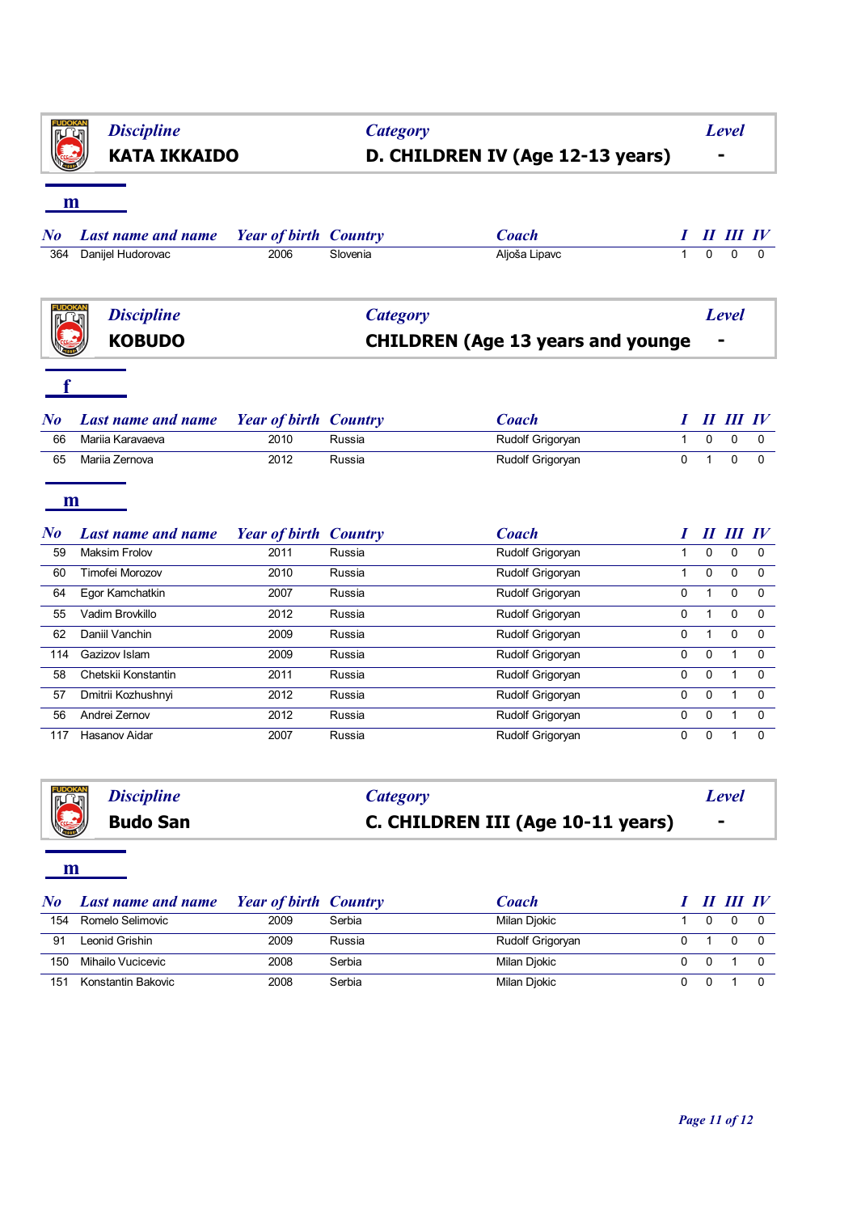| Discipline | Category | Level |
|---|---|---|
| **KATA IKKAIDO** | **D. CHILDREN IV (Age 12-13 years)** | **-** |

**m**

| No | Last name and name | Year of birth | Country | Coach | I | II | III | IV |
|---|---|---|---|---|---|---|---|---|
| 364 | Danijel Hudorovac | 2006 | Slovenia | Aljoša Lipavc | 1 | 0 | 0 | 0 |

| Discipline | Category | Level |
|---|---|---|
| **KOBUDO** | **CHILDREN (Age 13 years and younge** | **-** |

**f**

| No | Last name and name | Year of birth | Country | Coach | I | II | III | IV |
|---|---|---|---|---|---|---|---|---|
| 66 | Mariia Karavaeva | 2010 | Russia | Rudolf Grigoryan | 1 | 0 | 0 | 0 |
| 65 | Mariia Zernova | 2012 | Russia | Rudolf Grigoryan | 0 | 1 | 0 | 0 |

**m**

| No | Last name and name | Year of birth | Country | Coach | I | II | III | IV |
|---|---|---|---|---|---|---|---|---|
| 59 | Maksim Frolov | 2011 | Russia | Rudolf Grigoryan | 1 | 0 | 0 | 0 |
| 60 | Timofei Morozov | 2010 | Russia | Rudolf Grigoryan | 1 | 0 | 0 | 0 |
| 64 | Egor Kamchatkin | 2007 | Russia | Rudolf Grigoryan | 0 | 1 | 0 | 0 |
| 55 | Vadim Brovkillo | 2012 | Russia | Rudolf Grigoryan | 0 | 1 | 0 | 0 |
| 62 | Daniil Vanchin | 2009 | Russia | Rudolf Grigoryan | 0 | 1 | 0 | 0 |
| 114 | Gazizov Islam | 2009 | Russia | Rudolf Grigoryan | 0 | 0 | 1 | 0 |
| 58 | Chetskii Konstantin | 2011 | Russia | Rudolf Grigoryan | 0 | 0 | 1 | 0 |
| 57 | Dmitrii Kozhushnyi | 2012 | Russia | Rudolf Grigoryan | 0 | 0 | 1 | 0 |
| 56 | Andrei Zernov | 2012 | Russia | Rudolf Grigoryan | 0 | 0 | 1 | 0 |
| 117 | Hasanov Aidar | 2007 | Russia | Rudolf Grigoryan | 0 | 0 | 1 | 0 |

| Discipline | Category | Level |
|---|---|---|
| **Budo San** | **C. CHILDREN III (Age 10-11 years)** | **-** |

**m**

| No | Last name and name | Year of birth | Country | Coach | I | II | III | IV |
|---|---|---|---|---|---|---|---|---|
| 154 | Romelo Selimovic | 2009 | Serbia | Milan Djokic | 1 | 0 | 0 | 0 |
| 91 | Leonid Grishin | 2009 | Russia | Rudolf Grigoryan | 0 | 1 | 0 | 0 |
| 150 | Mihailo Vucicevic | 2008 | Serbia | Milan Djokic | 0 | 0 | 1 | 0 |
| 151 | Konstantin Bakovic | 2008 | Serbia | Milan Djokic | 0 | 0 | 1 | 0 |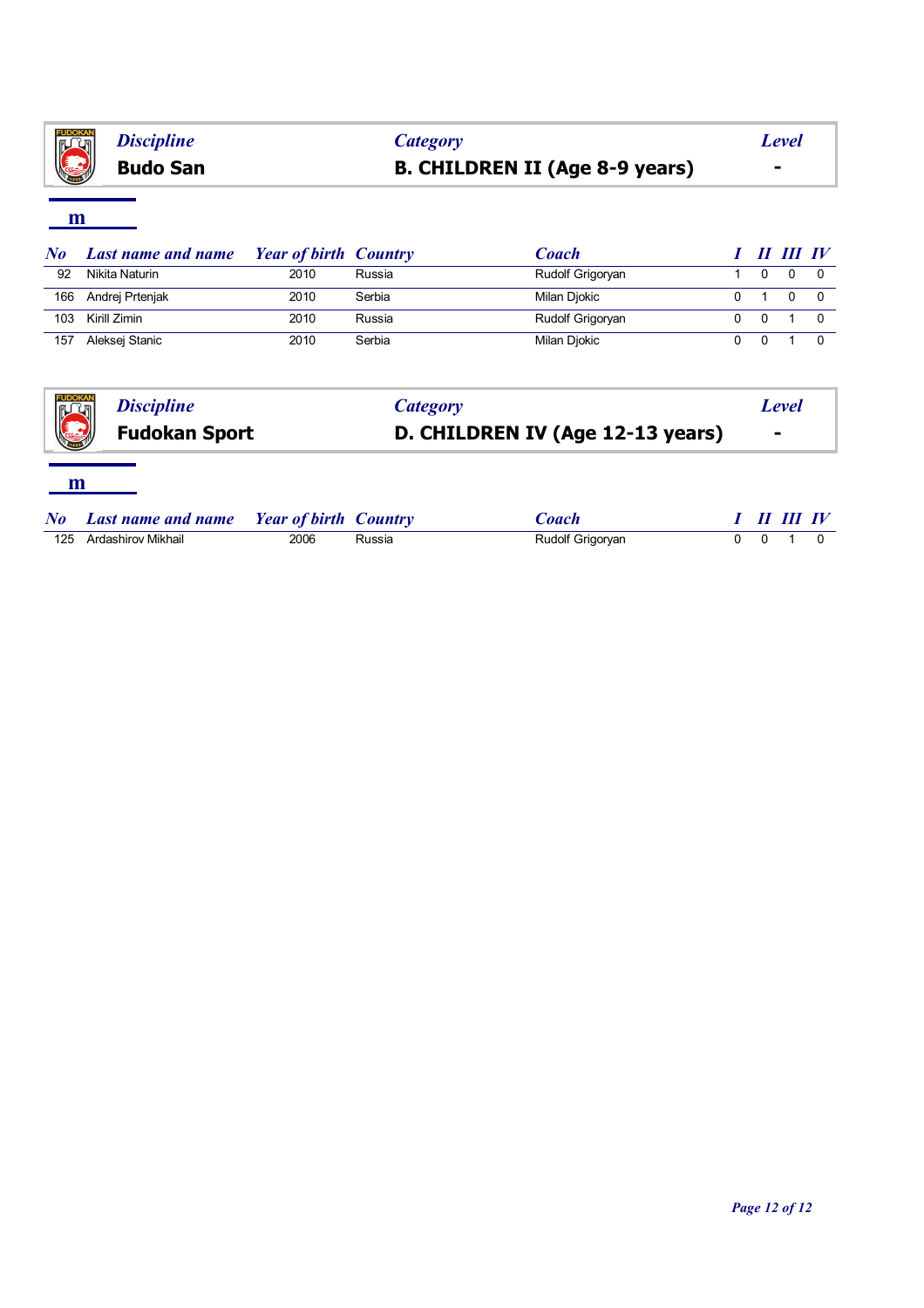| *Discipline* | *Category* | *Level* |
|---|---|---|
| **Budo San** | **B. CHILDREN II (Age 8-9 years)** | **-** |

**m**

| *No* | *Last name and name* | *Year of birth* | *Country* | *Coach* | *I* | *II* | *III* | *IV* |
|---|---|---|---|---|---|---|---|---|
| 92 | Nikita Naturin | 2010 | Russia | Rudolf Grigoryan | 1 | 0 | 0 | 0 |
| 166 | Andrej Prtenjak | 2010 | Serbia | Milan Djokic | 0 | 1 | 0 | 0 |
| 103 | Kirill Zimin | 2010 | Russia | Rudolf Grigoryan | 0 | 0 | 1 | 0 |
| 157 | Aleksej Stanic | 2010 | Serbia | Milan Djokic | 0 | 0 | 1 | 0 |

| *Discipline* | *Category* | *Level* |
|---|---|---|
| **Fudokan Sport** | **D. CHILDREN IV (Age 12-13 years)** | **-** |

**m**

| *No* | *Last name and name* | *Year of birth* | *Country* | *Coach* | *I* | *II* | *III* | *IV* |
|---|---|---|---|---|---|---|---|---|
| 125 | Ardashirov Mikhail | 2006 | Russia | Rudolf Grigoryan | 0 | 0 | 1 | 0 |